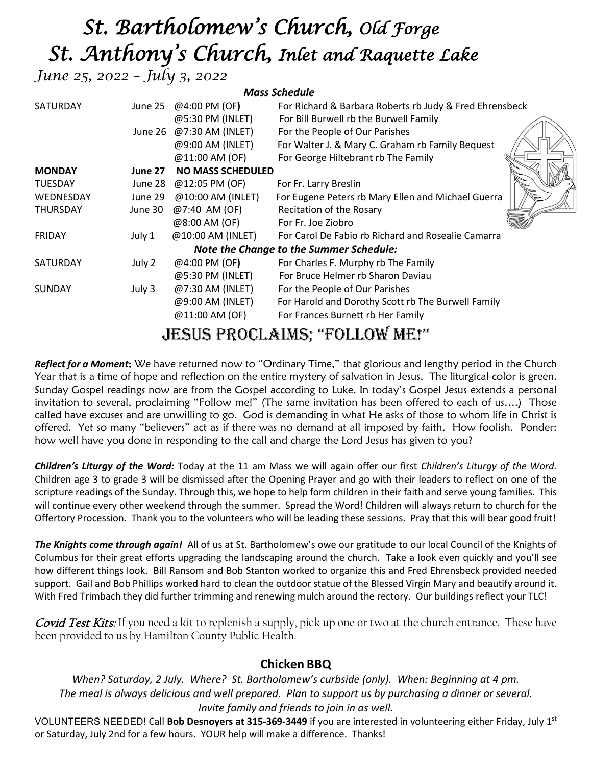# *St. Bartholomew's Church, Old Forge*
# *St. Anthony's Church, Inlet and Raquette Lake*

*June 25, 2022 – July 3, 2022*

***Mass Schedule***

| | | | |
|---|---|---|---|
| SATURDAY | June 25 | @4:00 PM (OF**)** | For Richard & Barbara Roberts rb Judy & Fred Ehrensbeck |
| | | @5:30 PM (INLET) | For Bill Burwell rb the Burwell Family |
| | June 26 | @7:30 AM (INLET) | For the People of Our Parishes |
| | | @9:00 AM (INLET) | For Walter J. & Mary C. Graham rb Family Bequest |
| | | @11:00 AM (OF) | For George Hiltebrant rb The Family |
| **MONDAY** | **June 27** | **NO MASS SCHEDULED** | |
| TUESDAY | June 28 | @12:05 PM (OF) | For Fr. Larry Breslin |
| WEDNESDAY | June 29 | @10:00 AM (INLET) | For Eugene Peters rb Mary Ellen and Michael Guerra |
| THURSDAY | June 30 | @7:40 AM (OF) | Recitation of the Rosary |
| | | @8:00 AM (OF) | For Fr. Joe Ziobro |
| FRIDAY | July 1 | @10:00 AM (INLET) | For Carol De Fabio rb Richard and Rosealie Camarra |

***Note the Change to the Summer Schedule:***

| | | | |
|---|---|---|---|
| SATURDAY | July 2 | @4:00 PM (OF**)** | For Charles F. Murphy rb The Family |
| | | @5:30 PM (INLET) | For Bruce Helmer rb Sharon Daviau |
| SUNDAY | July 3 | @7:30 AM (INLET) | For the People of Our Parishes |
| | | @9:00 AM (INLET) | For Harold and Dorothy Scott rb The Burwell Family |
| | | @11:00 AM (OF) | For Frances Burnett rb Her Family |

## JESUS PROCLAIMS; "FOLLOW ME!"

***Reflect for a Moment*****:** We have returned now to "Ordinary Time," that glorious and lengthy period in the Church Year that is a time of hope and reflection on the entire mystery of salvation in Jesus. The liturgical color is green. Sunday Gospel readings now are from the Gospel according to Luke. In today's Gospel Jesus extends a personal invitation to several, proclaiming "Follow me!" (The same invitation has been offered to each of us….) Those called have excuses and are unwilling to go. God is demanding in what He asks of those to whom life in Christ is offered. Yet so many "believers" act as if there was no demand at all imposed by faith. How foolish. Ponder: how well have you done in responding to the call and charge the Lord Jesus has given to you?

***Children's Liturgy of the Word:*** Today at the 11 am Mass we will again offer our first *Children's Liturgy of the Word.* Children age 3 to grade 3 will be dismissed after the Opening Prayer and go with their leaders to reflect on one of the scripture readings of the Sunday. Through this, we hope to help form children in their faith and serve young families. This will continue every other weekend through the summer. Spread the Word! Children will always return to church for the Offertory Procession. Thank you to the volunteers who will be leading these sessions. Pray that this will bear good fruit!

***The Knights come through again!*** All of us at St. Bartholomew's owe our gratitude to our local Council of the Knights of Columbus for their great efforts upgrading the landscaping around the church. Take a look even quickly and you'll see how different things look. Bill Ransom and Bob Stanton worked to organize this and Fred Ehrensbeck provided needed support. Gail and Bob Phillips worked hard to clean the outdoor statue of the Blessed Virgin Mary and beautify around it. With Fred Trimbach they did further trimming and renewing mulch around the rectory. Our buildings reflect your TLC!

***Covid Test Kits:*** If you need a kit to replenish a supply, pick up one or two at the church entrance. These have been provided to us by Hamilton County Public Health.

### Chicken BBQ

*When? Saturday, 2 July. Where? St. Bartholomew's curbside (only). When: Beginning at 4 pm.*
*The meal is always delicious and well prepared. Plan to support us by purchasing a dinner or several.*
*Invite family and friends to join in as well.*

VOLUNTEERS NEEDED! Call **Bob Desnoyers at 315-369-3449** if you are interested in volunteering either Friday, July 1st or Saturday, July 2nd for a few hours. YOUR help will make a difference. Thanks!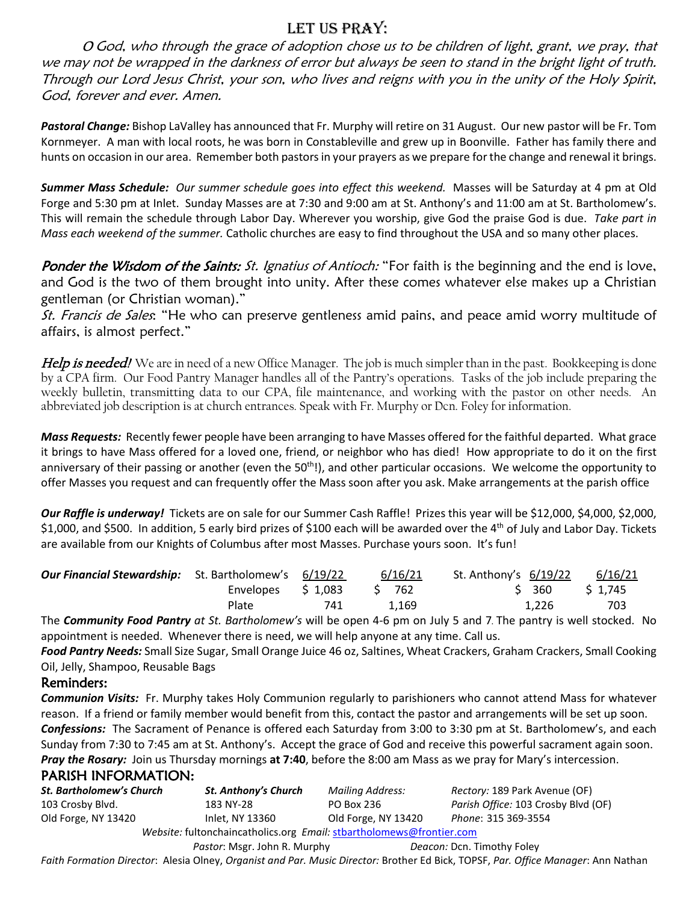# Let us pray:

*O God, who through the grace of adoption chose us to be children of light, grant, we pray, that we may not be wrapped in the darkness of error but always be seen to stand in the bright light of truth. Through our Lord Jesus Christ, your son, who lives and reigns with you in the unity of the Holy Spirit, God, forever and ever. Amen.*

***Pastoral Change:*** Bishop LaValley has announced that Fr. Murphy will retire on 31 August. Our new pastor will be Fr. Tom Kornmeyer. A man with local roots, he was born in Constableville and grew up in Boonville. Father has family there and hunts on occasion in our area. Remember both pastors in your prayers as we prepare for the change and renewal it brings.

***Summer Mass Schedule:*** *Our summer schedule goes into effect this weekend.* Masses will be Saturday at 4 pm at Old Forge and 5:30 pm at Inlet. Sunday Masses are at 7:30 and 9:00 am at St. Anthony's and 11:00 am at St. Bartholomew's. This will remain the schedule through Labor Day. Wherever you worship, give God the praise God is due. *Take part in Mass each weekend of the summer.* Catholic churches are easy to find throughout the USA and so many other places.

***Ponder the Wisdom of the Saints:*** *St. Ignatius of Antioch:* "For faith is the beginning and the end is love, and God is the two of them brought into unity. After these comes whatever else makes up a Christian gentleman (or Christian woman)."
*St. Francis de Sales*: "He who can preserve gentleness amid pains, and peace amid worry multitude of affairs, is almost perfect."

***Help is needed!*** We are in need of a new Office Manager. The job is much simpler than in the past. Bookkeeping is done by a CPA firm. Our Food Pantry Manager handles all of the Pantry's operations. Tasks of the job include preparing the weekly bulletin, transmitting data to our CPA, file maintenance, and working with the pastor on other needs. An abbreviated job description is at church entrances. Speak with Fr. Murphy or Dcn. Foley for information.

***Mass Requests:*** Recently fewer people have been arranging to have Masses offered for the faithful departed. What grace it brings to have Mass offered for a loved one, friend, or neighbor who has died! How appropriate to do it on the first anniversary of their passing or another (even the 50th!), and other particular occasions. We welcome the opportunity to offer Masses you request and can frequently offer the Mass soon after you ask. Make arrangements at the parish office

***Our Raffle is underway!*** Tickets are on sale for our Summer Cash Raffle! Prizes this year will be $12,000, $4,000, $2,000, $1,000, and $500. In addition, 5 early bird prizes of $100 each will be awarded over the 4th of July and Labor Day. Tickets are available from our Knights of Columbus after most Masses. Purchase yours soon. It's fun!

| ***Our Financial Stewardship:*** | St. Bartholomew's | 6/19/22 | 6/16/21 | St. Anthony's 6/19/22 | 6/16/21 |
|---|---|---|---|---|---|
| | Envelopes | $ 1,083 | $ 762 | $ 360 | $ 1,745 |
| | Plate | 741 | 1,169 | 1,226 | 703 |

The ***Community Food Pantry*** *at St. Bartholomew's* will be open 4-6 pm on July 5 and 7. The pantry is well stocked. No appointment is needed. Whenever there is need, we will help anyone at any time. Call us.
***Food Pantry Needs:*** Small Size Sugar, Small Orange Juice 46 oz, Saltines, Wheat Crackers, Graham Crackers, Small Cooking Oil, Jelly, Shampoo, Reusable Bags

## Reminders:

***Communion Visits:*** Fr. Murphy takes Holy Communion regularly to parishioners who cannot attend Mass for whatever reason. If a friend or family member would benefit from this, contact the pastor and arrangements will be set up soon.
***Confessions:*** The Sacrament of Penance is offered each Saturday from 3:00 to 3:30 pm at St. Bartholomew's, and each Sunday from 7:30 to 7:45 am at St. Anthony's. Accept the grace of God and receive this powerful sacrament again soon.
***Pray the Rosary:*** Join us Thursday mornings **at 7:40**, before the 8:00 am Mass as we pray for Mary's intercession.

## PARISH INFORMATION:

| ***St. Bartholomew's Church*** | ***St. Anthony's Church*** | *Mailing Address:* | *Rectory:* 189 Park Avenue (OF) |
|---|---|---|---|
| 103 Crosby Blvd. | 183 NY-28 | PO Box 236 | *Parish Office:* 103 Crosby Blvd (OF) |
| Old Forge, NY 13420 | Inlet, NY 13360 | Old Forge, NY 13420 | *Phone*: 315 369-3554 |

*Website:* fultonchaincatholics.org *Email:* stbartholomews@frontier.com

*Pastor*: Msgr. John R. Murphy *Deacon:* Dcn. Timothy Foley

*Faith Formation Director*: Alesia Olney, *Organist and Par. Music Director:* Brother Ed Bick, TOPSF, *Par. Office Manager*: Ann Nathan